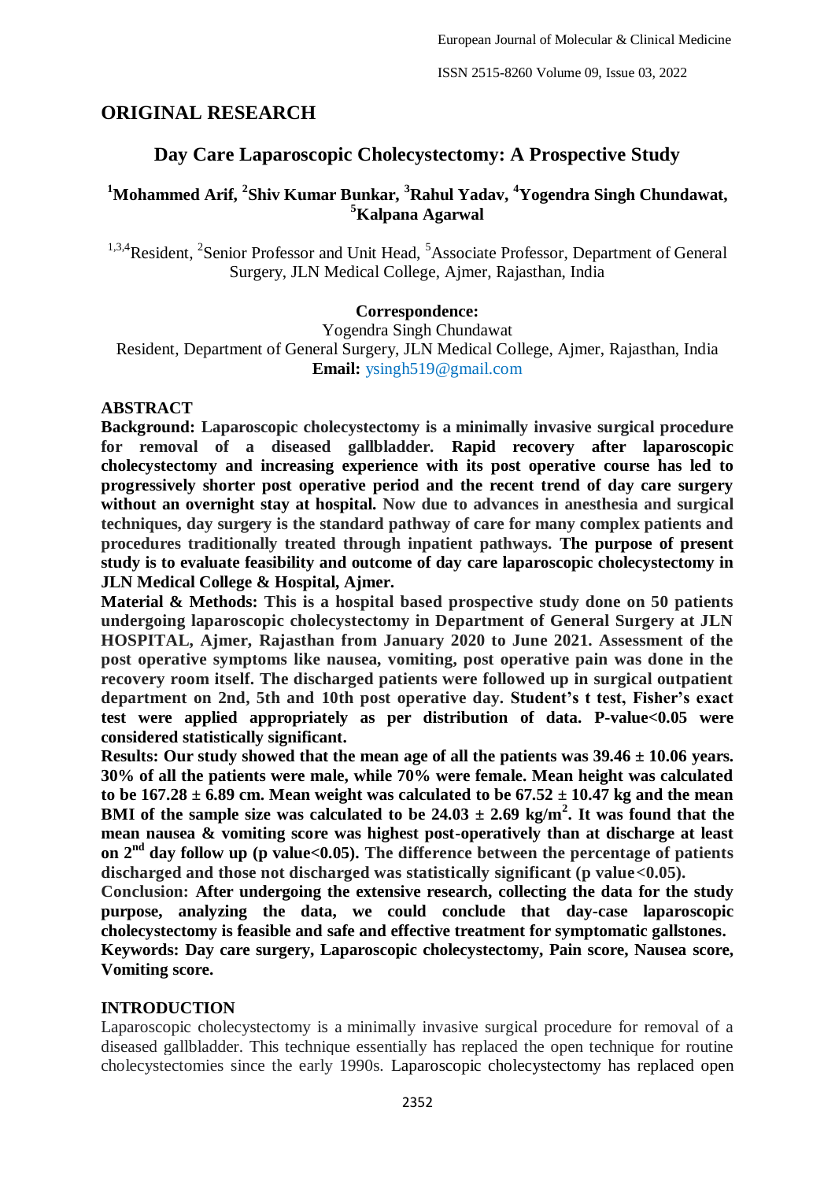## ORIGINAL RESEARCH

# Day Care Laparoscopic Cholecystectomy: A Prospective Study

**[1]Mohammed Arif, [2]Shiv Kumar Bunkar, [3]Rahul Yadav, [4]Yogendra Singh Chundawat, [5]Kalpana Agarwal**

[1,3,4]Resident, [2]Senior Professor and Unit Head, [5]Associate Professor, Department of General Surgery, JLN Medical College, Ajmer, Rajasthan, India

**Correspondence:**
Yogendra Singh Chundawat
Resident, Department of General Surgery, JLN Medical College, Ajmer, Rajasthan, India
**Email:** ysingh519@gmail.com

## ABSTRACT

**Background: Laparoscopic cholecystectomy is a minimally invasive surgical procedure for removal of a diseased gallbladder. Rapid recovery after laparoscopic cholecystectomy and increasing experience with its post operative course has led to progressively shorter post operative period and the recent trend of day care surgery without an overnight stay at hospital. Now due to advances in anesthesia and surgical techniques, day surgery is the standard pathway of care for many complex patients and procedures traditionally treated through inpatient pathways. The purpose of present study is to evaluate feasibility and outcome of day care laparoscopic cholecystectomy in JLN Medical College & Hospital, Ajmer.**

**Material & Methods: This is a hospital based prospective study done on 50 patients undergoing laparoscopic cholecystectomy in Department of General Surgery at JLN HOSPITAL, Ajmer, Rajasthan from January 2020 to June 2021. Assessment of the post operative symptoms like nausea, vomiting, post operative pain was done in the recovery room itself. The discharged patients were followed up in surgical outpatient department on 2nd, 5th and 10th post operative day. Student's t test, Fisher's exact test were applied appropriately as per distribution of data. P-value<0.05 were considered statistically significant.**

**Results: Our study showed that the mean age of all the patients was 39.46 ± 10.06 years. 30% of all the patients were male, while 70% were female. Mean height was calculated to be 167.28 ± 6.89 cm. Mean weight was calculated to be 67.52 ± 10.47 kg and the mean BMI of the sample size was calculated to be 24.03 ± 2.69 kg/m$^2$. It was found that the mean nausea & vomiting score was highest post-operatively than at discharge at least on 2nd day follow up (p value<0.05). The difference between the percentage of patients discharged and those not discharged was statistically significant (p value<0.05).**

**Conclusion: After undergoing the extensive research, collecting the data for the study purpose, analyzing the data, we could conclude that day-case laparoscopic cholecystectomy is feasible and safe and effective treatment for symptomatic gallstones.**

**Keywords: Day care surgery, Laparoscopic cholecystectomy, Pain score, Nausea score, Vomiting score.**

## INTRODUCTION

Laparoscopic cholecystectomy is a minimally invasive surgical procedure for removal of a diseased gallbladder. This technique essentially has replaced the open technique for routine cholecystectomies since the early 1990s. Laparoscopic cholecystectomy has replaced open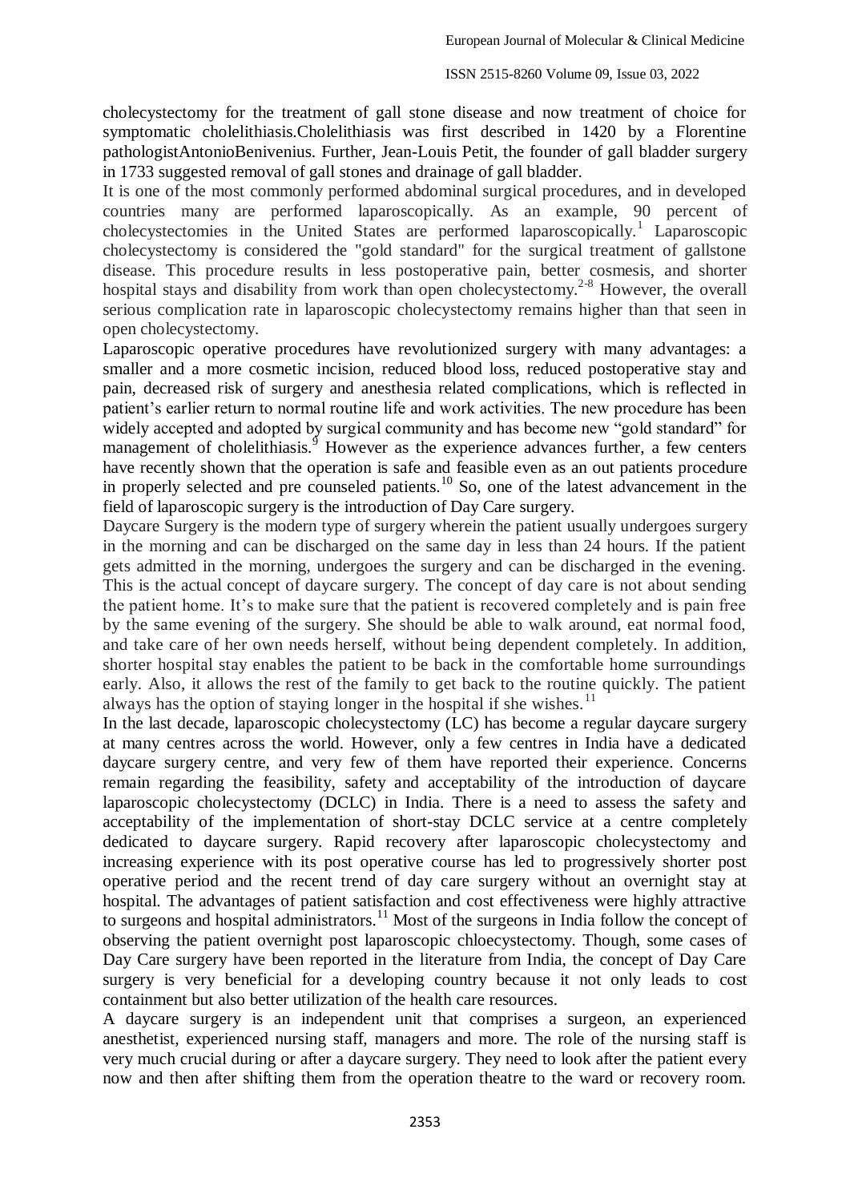cholecystectomy for the treatment of gall stone disease and now treatment of choice for symptomatic cholelithiasis.Cholelithiasis was first described in 1420 by a Florentine pathologistAntonioBenivenius. Further, Jean-Louis Petit, the founder of gall bladder surgery in 1733 suggested removal of gall stones and drainage of gall bladder.

It is one of the most commonly performed abdominal surgical procedures, and in developed countries many are performed laparoscopically. As an example, 90 percent of cholecystectomies in the United States are performed laparoscopically.[1] Laparoscopic cholecystectomy is considered the "gold standard" for the surgical treatment of gallstone disease. This procedure results in less postoperative pain, better cosmesis, and shorter hospital stays and disability from work than open cholecystectomy.[2-8] However, the overall serious complication rate in laparoscopic cholecystectomy remains higher than that seen in open cholecystectomy.

Laparoscopic operative procedures have revolutionized surgery with many advantages: a smaller and a more cosmetic incision, reduced blood loss, reduced postoperative stay and pain, decreased risk of surgery and anesthesia related complications, which is reflected in patient's earlier return to normal routine life and work activities. The new procedure has been widely accepted and adopted by surgical community and has become new "gold standard" for management of cholelithiasis.[9] However as the experience advances further, a few centers have recently shown that the operation is safe and feasible even as an out patients procedure in properly selected and pre counseled patients.[10] So, one of the latest advancement in the field of laparoscopic surgery is the introduction of Day Care surgery.

Daycare Surgery is the modern type of surgery wherein the patient usually undergoes surgery in the morning and can be discharged on the same day in less than 24 hours. If the patient gets admitted in the morning, undergoes the surgery and can be discharged in the evening. This is the actual concept of daycare surgery. The concept of day care is not about sending the patient home. It's to make sure that the patient is recovered completely and is pain free by the same evening of the surgery. She should be able to walk around, eat normal food, and take care of her own needs herself, without being dependent completely. In addition, shorter hospital stay enables the patient to be back in the comfortable home surroundings early. Also, it allows the rest of the family to get back to the routine quickly. The patient always has the option of staying longer in the hospital if she wishes.[11]

In the last decade, laparoscopic cholecystectomy (LC) has become a regular daycare surgery at many centres across the world. However, only a few centres in India have a dedicated daycare surgery centre, and very few of them have reported their experience. Concerns remain regarding the feasibility, safety and acceptability of the introduction of daycare laparoscopic cholecystectomy (DCLC) in India. There is a need to assess the safety and acceptability of the implementation of short-stay DCLC service at a centre completely dedicated to daycare surgery. Rapid recovery after laparoscopic cholecystectomy and increasing experience with its post operative course has led to progressively shorter post operative period and the recent trend of day care surgery without an overnight stay at hospital. The advantages of patient satisfaction and cost effectiveness were highly attractive to surgeons and hospital administrators.[11] Most of the surgeons in India follow the concept of observing the patient overnight post laparoscopic chloecystectomy. Though, some cases of Day Care surgery have been reported in the literature from India, the concept of Day Care surgery is very beneficial for a developing country because it not only leads to cost containment but also better utilization of the health care resources.

A daycare surgery is an independent unit that comprises a surgeon, an experienced anesthetist, experienced nursing staff, managers and more. The role of the nursing staff is very much crucial during or after a daycare surgery. They need to look after the patient every now and then after shifting them from the operation theatre to the ward or recovery room.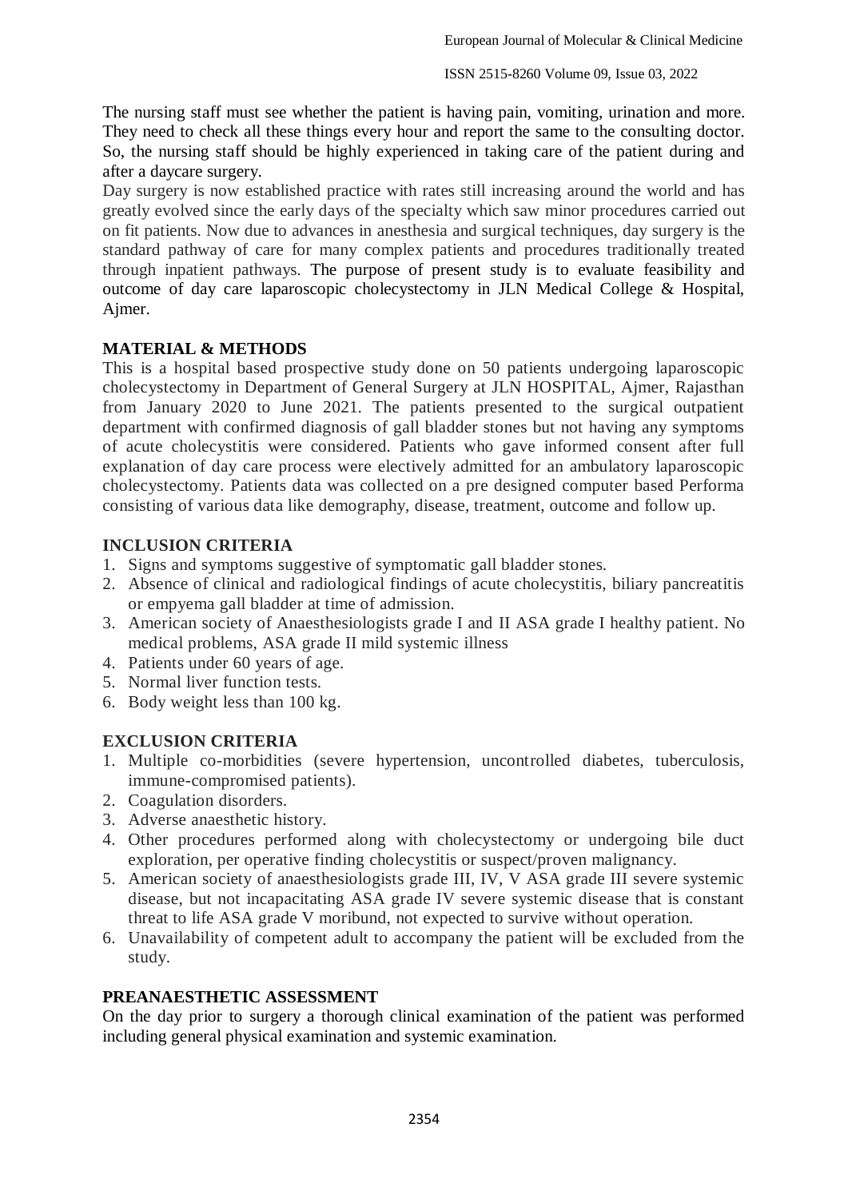The nursing staff must see whether the patient is having pain, vomiting, urination and more. They need to check all these things every hour and report the same to the consulting doctor. So, the nursing staff should be highly experienced in taking care of the patient during and after a daycare surgery.

Day surgery is now established practice with rates still increasing around the world and has greatly evolved since the early days of the specialty which saw minor procedures carried out on fit patients. Now due to advances in anesthesia and surgical techniques, day surgery is the standard pathway of care for many complex patients and procedures traditionally treated through inpatient pathways. The purpose of present study is to evaluate feasibility and outcome of day care laparoscopic cholecystectomy in JLN Medical College & Hospital, Ajmer.

## MATERIAL & METHODS

This is a hospital based prospective study done on 50 patients undergoing laparoscopic cholecystectomy in Department of General Surgery at JLN HOSPITAL, Ajmer, Rajasthan from January 2020 to June 2021. The patients presented to the surgical outpatient department with confirmed diagnosis of gall bladder stones but not having any symptoms of acute cholecystitis were considered. Patients who gave informed consent after full explanation of day care process were electively admitted for an ambulatory laparoscopic cholecystectomy. Patients data was collected on a pre designed computer based Performa consisting of various data like demography, disease, treatment, outcome and follow up.

## INCLUSION CRITERIA

1. Signs and symptoms suggestive of symptomatic gall bladder stones.
2. Absence of clinical and radiological findings of acute cholecystitis, biliary pancreatitis or empyema gall bladder at time of admission.
3. American society of Anaesthesiologists grade I and II ASA grade I healthy patient. No medical problems, ASA grade II mild systemic illness
4. Patients under 60 years of age.
5. Normal liver function tests.
6. Body weight less than 100 kg.

## EXCLUSION CRITERIA

1. Multiple co-morbidities (severe hypertension, uncontrolled diabetes, tuberculosis, immune-compromised patients).
2. Coagulation disorders.
3. Adverse anaesthetic history.
4. Other procedures performed along with cholecystectomy or undergoing bile duct exploration, per operative finding cholecystitis or suspect/proven malignancy.
5. American society of anaesthesiologists grade III, IV, V ASA grade III severe systemic disease, but not incapacitating ASA grade IV severe systemic disease that is constant threat to life ASA grade V moribund, not expected to survive without operation.
6. Unavailability of competent adult to accompany the patient will be excluded from the study.

## PREANAESTHETIC ASSESSMENT

On the day prior to surgery a thorough clinical examination of the patient was performed including general physical examination and systemic examination.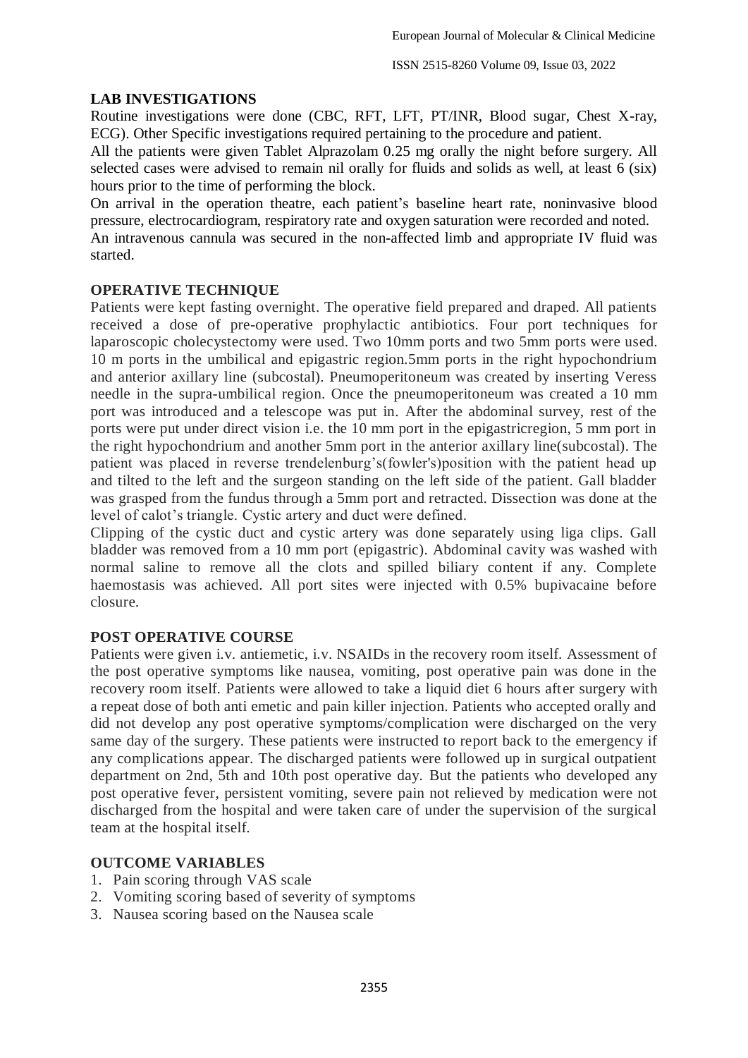## LAB INVESTIGATIONS

Routine investigations were done (CBC, RFT, LFT, PT/INR, Blood sugar, Chest X-ray, ECG). Other Specific investigations required pertaining to the procedure and patient.

All the patients were given Tablet Alprazolam 0.25 mg orally the night before surgery. All selected cases were advised to remain nil orally for fluids and solids as well, at least 6 (six) hours prior to the time of performing the block.

On arrival in the operation theatre, each patient's baseline heart rate, noninvasive blood pressure, electrocardiogram, respiratory rate and oxygen saturation were recorded and noted.

An intravenous cannula was secured in the non-affected limb and appropriate IV fluid was started.

## OPERATIVE TECHNIQUE

Patients were kept fasting overnight. The operative field prepared and draped. All patients received a dose of pre-operative prophylactic antibiotics. Four port techniques for laparoscopic cholecystectomy were used. Two 10mm ports and two 5mm ports were used. 10 m ports in the umbilical and epigastric region.5mm ports in the right hypochondrium and anterior axillary line (subcostal). Pneumoperitoneum was created by inserting Veress needle in the supra-umbilical region. Once the pneumoperitoneum was created a 10 mm port was introduced and a telescope was put in. After the abdominal survey, rest of the ports were put under direct vision i.e. the 10 mm port in the epigastricregion, 5 mm port in the right hypochondrium and another 5mm port in the anterior axillary line(subcostal). The patient was placed in reverse trendelenburg's(fowler's)position with the patient head up and tilted to the left and the surgeon standing on the left side of the patient. Gall bladder was grasped from the fundus through a 5mm port and retracted. Dissection was done at the level of calot's triangle. Cystic artery and duct were defined.

Clipping of the cystic duct and cystic artery was done separately using liga clips. Gall bladder was removed from a 10 mm port (epigastric). Abdominal cavity was washed with normal saline to remove all the clots and spilled biliary content if any. Complete haemostasis was achieved. All port sites were injected with 0.5% bupivacaine before closure.

## POST OPERATIVE COURSE

Patients were given i.v. antiemetic, i.v. NSAIDs in the recovery room itself. Assessment of the post operative symptoms like nausea, vomiting, post operative pain was done in the recovery room itself. Patients were allowed to take a liquid diet 6 hours after surgery with a repeat dose of both anti emetic and pain killer injection. Patients who accepted orally and did not develop any post operative symptoms/complication were discharged on the very same day of the surgery. These patients were instructed to report back to the emergency if any complications appear. The discharged patients were followed up in surgical outpatient department on 2nd, 5th and 10th post operative day. But the patients who developed any post operative fever, persistent vomiting, severe pain not relieved by medication were not discharged from the hospital and were taken care of under the supervision of the surgical team at the hospital itself.

## OUTCOME VARIABLES

1. Pain scoring through VAS scale
2. Vomiting scoring based of severity of symptoms
3. Nausea scoring based on the Nausea scale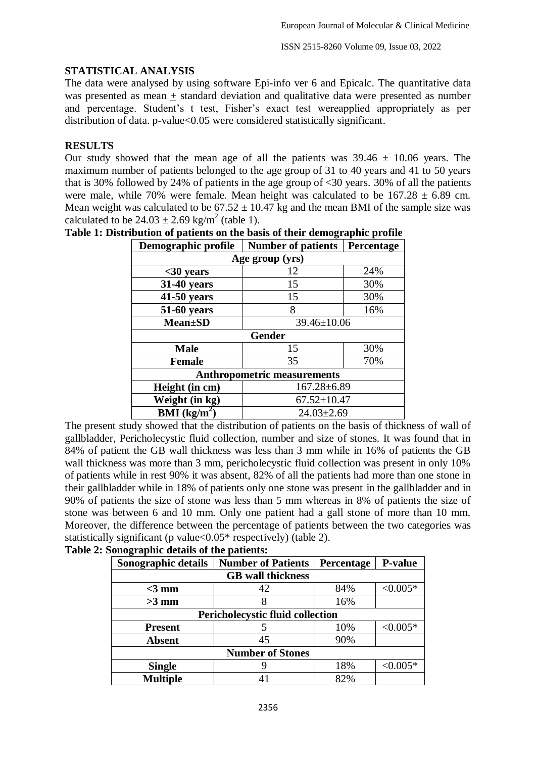## STATISTICAL ANALYSIS

The data were analysed by using software Epi-info ver 6 and Epicalc. The quantitative data was presented as mean ± standard deviation and qualitative data were presented as number and percentage. Student's t test, Fisher's exact test wereapplied appropriately as per distribution of data. p-value<0.05 were considered statistically significant.

## RESULTS

Our study showed that the mean age of all the patients was 39.46 ± 10.06 years. The maximum number of patients belonged to the age group of 31 to 40 years and 41 to 50 years that is 30% followed by 24% of patients in the age group of <30 years. 30% of all the patients were male, while 70% were female. Mean height was calculated to be 167.28 ± 6.89 cm. Mean weight was calculated to be 67.52 ± 10.47 kg and the mean BMI of the sample size was calculated to be 24.03 ± 2.69 kg/$m^2$ (table 1).

**Table 1: Distribution of patients on the basis of their demographic profile**

| Demographic profile | Number of patients | Percentage |
|---|---|---|
| **Age group (yrs)** | | |
| **<30 years** | 12 | 24% |
| **31-40 years** | 15 | 30% |
| **41-50 years** | 15 | 30% |
| **51-60 years** | 8 | 16% |
| **Mean±SD** | 39.46±10.06 | |
| **Gender** | | |
| **Male** | 15 | 30% |
| **Female** | 35 | 70% |
| **Anthropometric measurements** | | |
| **Height (in cm)** | 167.28±6.89 | |
| **Weight (in kg)** | 67.52±10.47 | |
| **BMI (kg/$m^2$)** | 24.03±2.69 | |

The present study showed that the distribution of patients on the basis of thickness of wall of gallbladder, Pericholecystic fluid collection, number and size of stones. It was found that in 84% of patient the GB wall thickness was less than 3 mm while in 16% of patients the GB wall thickness was more than 3 mm, pericholecystic fluid collection was present in only 10% of patients while in rest 90% it was absent, 82% of all the patients had more than one stone in their gallbladder while in 18% of patients only one stone was present in the gallbladder and in 90% of patients the size of stone was less than 5 mm whereas in 8% of patients the size of stone was between 6 and 10 mm. Only one patient had a gall stone of more than 10 mm. Moreover, the difference between the percentage of patients between the two categories was statistically significant (p value<0.05* respectively) (table 2).

**Table 2: Sonographic details of the patients:**

| Sonographic details | Number of Patients | Percentage | P-value |
|---|---|---|---|
| **GB wall thickness** | | | |
| **<3 mm** | 42 | 84% | <0.005* |
| **>3 mm** | 8 | 16% | |
| **Pericholecystic fluid collection** | | | |
| **Present** | 5 | 10% | <0.005* |
| **Absent** | 45 | 90% | |
| **Number of Stones** | | | |
| **Single** | 9 | 18% | <0.005* |
| **Multiple** | 41 | 82% | |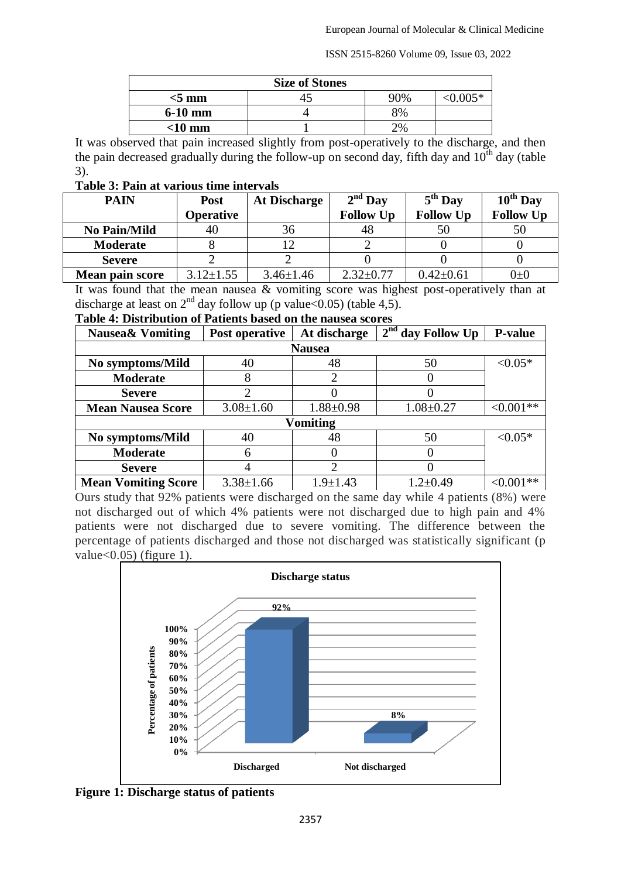| Size of Stones | | | |
|---|---|---|---|
| <5 mm | 45 | 90% | <0.005* |
| 6-10 mm | 4 | 8% | |
| <10 mm | 1 | 2% | |

It was observed that pain increased slightly from post-operatively to the discharge, and then the pain decreased gradually during the follow-up on second day, fifth day and 10th day (table 3).

**Table 3: Pain at various time intervals**

| PAIN | Post Operative | At Discharge | 2nd Day Follow Up | 5th Day Follow Up | 10th Day Follow Up |
|---|---|---|---|---|---|
| **No Pain/Mild** | 40 | 36 | 48 | 50 | 50 |
| **Moderate** | 8 | 12 | 2 | 0 | 0 |
| **Severe** | 2 | 2 | 0 | 0 | 0 |
| **Mean pain score** | 3.12±1.55 | 3.46±1.46 | 2.32±0.77 | 0.42±0.61 | 0±0 |

It was found that the mean nausea & vomiting score was highest post-operatively than at discharge at least on 2nd day follow up (p value<0.05) (table 4,5).

**Table 4: Distribution of Patients based on the nausea scores**

| Nausea& Vomiting | Post operative | At discharge | 2nd day Follow Up | P-value |
|---|---|---|---|---|
| **Nausea** | | | | |
| **No symptoms/Mild** | 40 | 48 | 50 | <0.05* |
| **Moderate** | 8 | 2 | 0 | |
| **Severe** | 2 | 0 | 0 | |
| **Mean Nausea Score** | 3.08±1.60 | 1.88±0.98 | 1.08±0.27 | <0.001** |
| **Vomiting** | | | | |
| **No symptoms/Mild** | 40 | 48 | 50 | <0.05* |
| **Moderate** | 6 | 0 | 0 | |
| **Severe** | 4 | 2 | 0 | |
| **Mean Vomiting Score** | 3.38±1.66 | 1.9±1.43 | 1.2±0.49 | <0.001** |

Ours study that 92% patients were discharged on the same day while 4 patients (8%) were not discharged out of which 4% patients were not discharged due to high pain and 4% patients were not discharged due to severe vomiting. The difference between the percentage of patients discharged and those not discharged was statistically significant (p value<0.05) (figure 1).

Discharge status

92%

8%

100%
90%
80%
70%
60%
50%
40%
30%
20%
10%
0%

Percentage of patients

Discharged

Not discharged

**Figure 1: Discharge status of patients**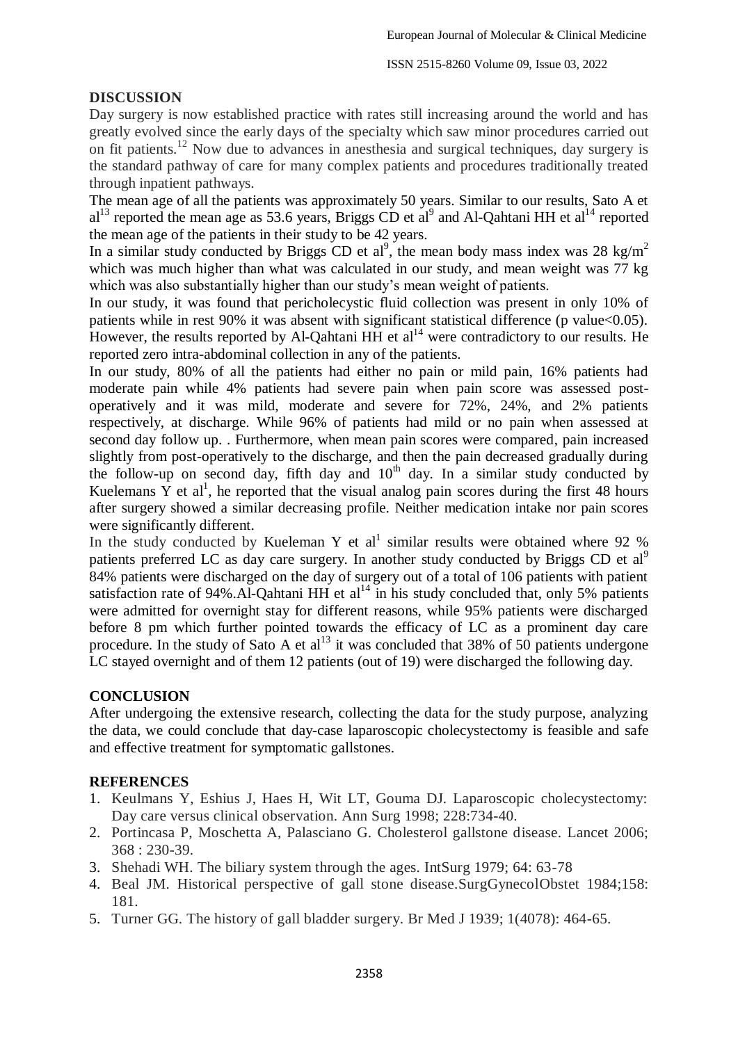## DISCUSSION

Day surgery is now established practice with rates still increasing around the world and has greatly evolved since the early days of the specialty which saw minor procedures carried out on fit patients.[12] Now due to advances in anesthesia and surgical techniques, day surgery is the standard pathway of care for many complex patients and procedures traditionally treated through inpatient pathways.

The mean age of all the patients was approximately 50 years. Similar to our results, Sato A et al[13] reported the mean age as 53.6 years, Briggs CD et al[9] and Al-Qahtani HH et al[14] reported the mean age of the patients in their study to be 42 years.

In a similar study conducted by Briggs CD et al[9], the mean body mass index was 28 kg/m$^2$ which was much higher than what was calculated in our study, and mean weight was 77 kg which was also substantially higher than our study's mean weight of patients.

In our study, it was found that pericholecystic fluid collection was present in only 10% of patients while in rest 90% it was absent with significant statistical difference (p value$<0.05$). However, the results reported by Al-Qahtani HH et al[14] were contradictory to our results. He reported zero intra-abdominal collection in any of the patients.

In our study, 80% of all the patients had either no pain or mild pain, 16% patients had moderate pain while 4% patients had severe pain when pain score was assessed post-operatively and it was mild, moderate and severe for 72%, 24%, and 2% patients respectively, at discharge. While 96% of patients had mild or no pain when assessed at second day follow up. . Furthermore, when mean pain scores were compared, pain increased slightly from post-operatively to the discharge, and then the pain decreased gradually during the follow-up on second day, fifth day and 10$^{th}$ day. In a similar study conducted by Kuelemans Y et al[1], he reported that the visual analog pain scores during the first 48 hours after surgery showed a similar decreasing profile. Neither medication intake nor pain scores were significantly different.

In the study conducted by Kueleman Y et al[1] similar results were obtained where 92 % patients preferred LC as day care surgery. In another study conducted by Briggs CD et al[9] 84% patients were discharged on the day of surgery out of a total of 106 patients with patient satisfaction rate of 94%.Al-Qahtani HH et al[14] in his study concluded that, only 5% patients were admitted for overnight stay for different reasons, while 95% patients were discharged before 8 pm which further pointed towards the efficacy of LC as a prominent day care procedure. In the study of Sato A et al[13] it was concluded that 38% of 50 patients undergone LC stayed overnight and of them 12 patients (out of 19) were discharged the following day.

## CONCLUSION

After undergoing the extensive research, collecting the data for the study purpose, analyzing the data, we could conclude that day-case laparoscopic cholecystectomy is feasible and safe and effective treatment for symptomatic gallstones.

## REFERENCES

1. Keulmans Y, Eshius J, Haes H, Wit LT, Gouma DJ. Laparoscopic cholecystectomy: Day care versus clinical observation. Ann Surg 1998; 228:734-40.
2. Portincasa P, Moschetta A, Palasciano G. Cholesterol gallstone disease. Lancet 2006; 368 : 230-39.
3. Shehadi WH. The biliary system through the ages. IntSurg 1979; 64: 63-78
4. Beal JM. Historical perspective of gall stone disease.SurgGynecolObstet 1984;158: 181.
5. Turner GG. The history of gall bladder surgery. Br Med J 1939; 1(4078): 464-65.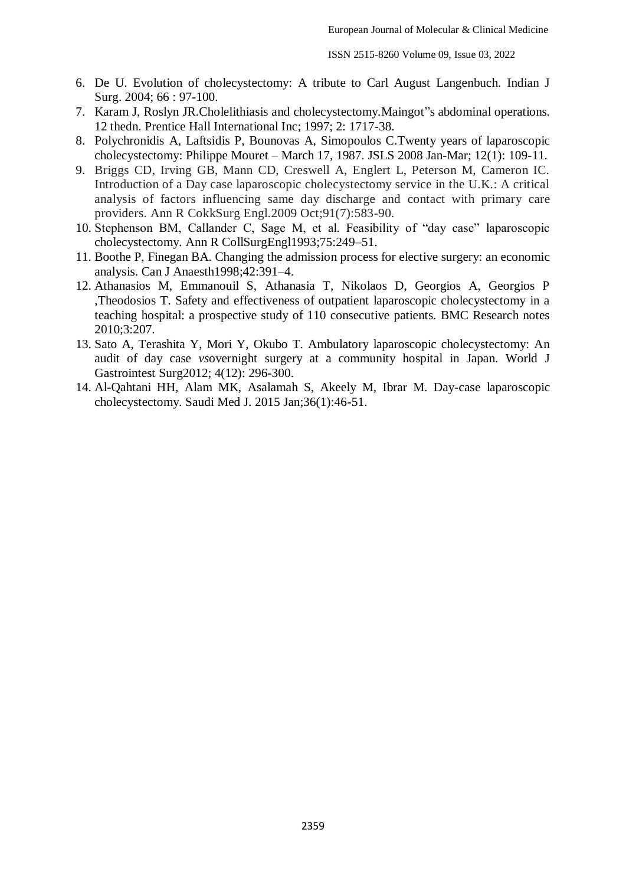6. De U. Evolution of cholecystectomy: A tribute to Carl August Langenbuch. Indian J Surg. 2004; 66 : 97-100.
7. Karam J, Roslyn JR.Cholelithiasis and cholecystectomy.Maingot"s abdominal operations. 12 thedn. Prentice Hall International Inc; 1997; 2: 1717-38.
8. Polychronidis A, Laftsidis P, Bounovas A, Simopoulos C.Twenty years of laparoscopic cholecystectomy: Philippe Mouret – March 17, 1987. JSLS 2008 Jan-Mar; 12(1): 109-11.
9. Briggs CD, Irving GB, Mann CD, Creswell A, Englert L, Peterson M, Cameron IC. Introduction of a Day case laparoscopic cholecystectomy service in the U.K.: A critical analysis of factors influencing same day discharge and contact with primary care providers. Ann R CokkSurg Engl.2009 Oct;91(7):583-90.
10. Stephenson BM, Callander C, Sage M, et al. Feasibility of "day case" laparoscopic cholecystectomy. Ann R CollSurgEngl1993;75:249–51.
11. Boothe P, Finegan BA. Changing the admission process for elective surgery: an economic analysis. Can J Anaesth1998;42:391–4.
12. Athanasios M, Emmanouil S, Athanasia T, Nikolaos D, Georgios A, Georgios P ,Theodosios T. Safety and effectiveness of outpatient laparoscopic cholecystectomy in a teaching hospital: a prospective study of 110 consecutive patients. BMC Research notes 2010;3:207.
13. Sato A, Terashita Y, Mori Y, Okubo T. Ambulatory laparoscopic cholecystectomy: An audit of day case *vs*overnight surgery at a community hospital in Japan. World J Gastrointest Surg2012; 4(12): 296-300.
14. Al-Qahtani HH, Alam MK, Asalamah S, Akeely M, Ibrar M. Day-case laparoscopic cholecystectomy. Saudi Med J. 2015 Jan;36(1):46-51.